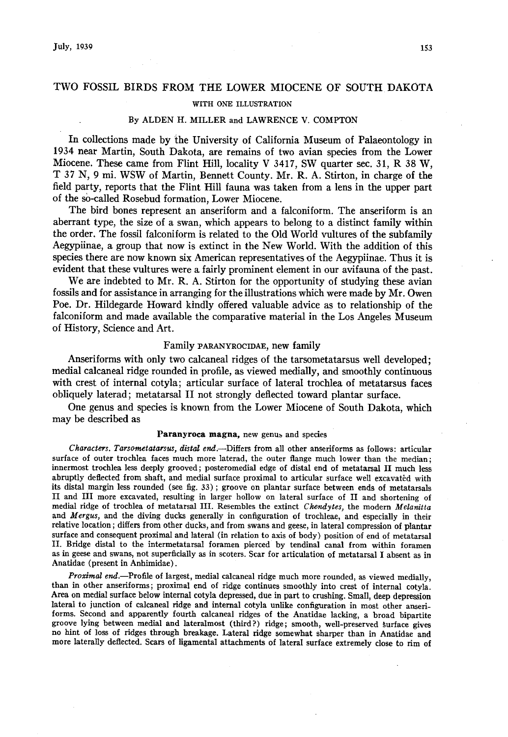# TWO FOSSIL BIRDS FROM THE LOWER MIOCENE OF SOUTH DAKOTA

WITH ONE ILLUSTRATION

By ALDEN H. MILLER and LAWRENCE V. COMPTON

In collections made by the University of California Museum of Palaeontology in 1934 near Martin, South Dakota, are remains of two avian species from the Lower Miocene. These came from Flint Hill, locality V 3417, SW quarter sec. 31, R 38 W, T 37 N, 9 mi. WSW of Martin, Bennett County. Mr. R. A. Stirton, in charge of the field party, reports that the Flint Hill fauna was taken from a lens in the upper part of the so-called Rosebud formation, Lower Miocene.

The bird bones represent an anseriform and a falconiform. The anseriform is an aberrant type, the size of a swan, which appears to belong to a distinct family within the order. The fossil falconiform is related to the Old World vultures of the subfamily Aegypiinae, a group that now is extinct in the New World. With the addition of this species there are now known six American representatives of the Aegypiinae. Thus it is evident that these vultures were a fairly prominent element in our avifauna of the past.

We are indebted to Mr. R. A. Stirton for the opportunity of studying these avian fossils and for assistance in arranging for the illustrations which were made by Mr. Owen Poe. Dr. Hildegarde Howard kindly offered valuable advice as to relationship of the falconiform and made available the comparative material in the Los Angeles Museum of History, Science and Art.

## Family PARANYROCIDAE, new family

Anseriforms with only two calcaneal ridges of the tarsometatarsus well developed; medial calcaneal ridge rounded in profile, as viewed medially, and smoothly continuous with crest of internal cotyla; articular surface of lateral trochlea of metatarsus faces obliquely laterad; metatarsal II not strongly deflected toward plantar surface.

One genus and species is known from the Lower Miocene of South Dakota, which may be described as

### **Paranyroca magna,** new genus and species

*Characters. Tarsometatarsus, distal end.*—Differs from all other anseriforms as follows: articular surface of outer trochlea faces much more laterad, the outer flange much lower than the median; innermost trochlea less deeply grooved; posteromedial edge of distal end of metatarsal II much less abruptly deflected from shaft, and medial surface proximal to articular surface well excavated with its distal margin less rounded (see fig. 33); groove on plantar surface between ends of metatarsals II and III more excavated, resulting in larger hollow on lateral surface of II and shortening of medial ridge of trochlea of metatarsal III. Resembles the extinct *Chendytes*, the modern *Melanitta* and *Mergus*, and the diving ducks generally in configuration of trochleae, and especially in their relative location; differs from other ducks, and from swans and geese, in lateral compression of plantar surface and consequent proximal and lateral (in relation to axis of body) position of end of metatarsal II. Bridge distal to the intermetatarsal foramen pierced by tendinal canal from within foramen as in geese and swans, not superficially as in scoters. Scar for articulation of metatarsal I absent as in Anatidae (present in Anhimidae).

*Proximal end.*—Profile of largest, medial calcaneal ridge much more rounded, as viewed medially, than in other anseriforms; proximal end of ridge continues smoothly into crest of internal cotyla. Area on medial surface below internal cotyla depressed, due in part to crushing. Small, deep depression lateral to junction of calcaneal ridge and internal cotyla unlike configuration in most other anseriforms. Second and apparently fourth calcaneal ridges of the Anatidae lacking, a broad bipartite groove lying between medial and lateralmost (third?) ridge; smooth, well-preserved surface gives no hint of loss of ridges through breakage. Lateral ridge somewhat sharper than in Anatidae and more laterally deflected. Scars of ligamental attachments of lateral surface extremely close to rim of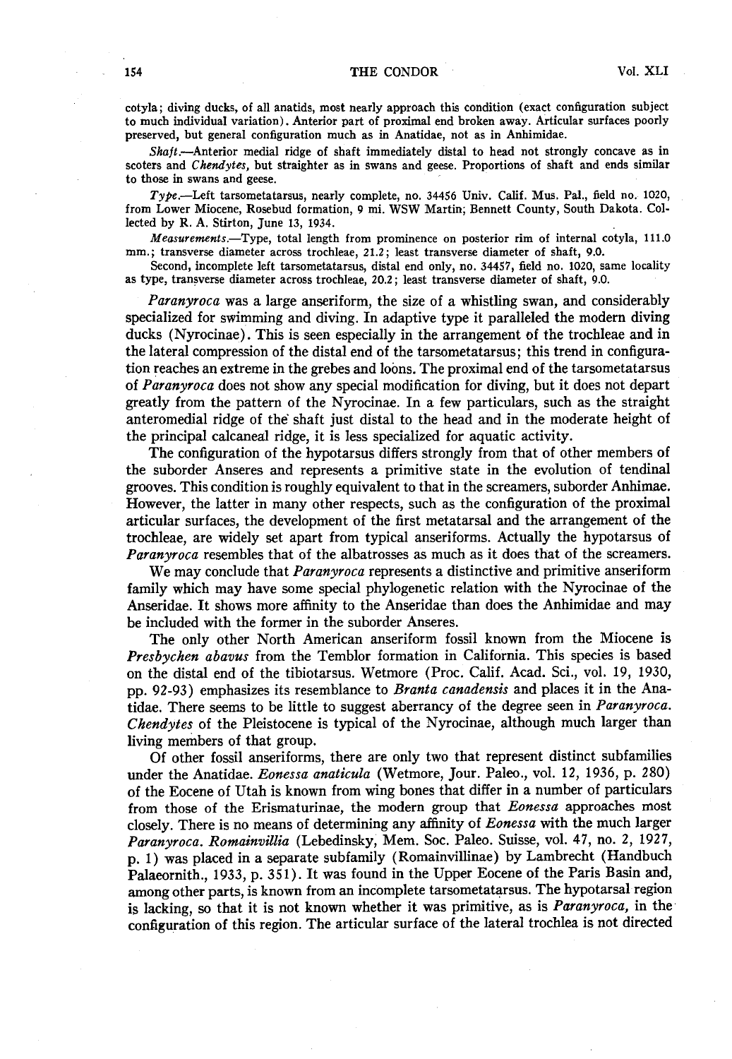cotyla; diving ducks, of all anatids, most nearly approach this condition (exact configuration subject to much individual variation). Anterior part of proximal end broken away. Articular surfaces poorly preserved, but general configuration much as in Anatidae, not as in Anhimidae.

*Shaft*.—Anterior medial ridge of shaft immediately distal to head not strongly concave as in scoters and *Chendytes*, but straighter as in swans and geese. Proportions of shaft and ends similar to those in swans and geese.

*Type*.—Left tarsometatarsus, nearly complete, no. 34456 Univ. Calif. Mus. Pal., field no. 1020, from Lower Miocene, Rosebud formation, 9 mi. WSW Martin, Bennett County, South Dakota. Collected by R. A. Stirton, June 13, 1934.

*Measurements*.—Type, total length from prominence on posterior rim of internal cotyla, 111.0 mm.; transverse diameter across trochleae, 21.2; least transverse diameter of shaft, 9.0.

Second, incomplete left tarsometatarsus, distal end only, no. 34457, field no. 1020, same locality as type, transverse diameter across trochleae, 20.2; least transverse diameter of shaft, 9.0.

*Paranyroca* was a large anseriform, the size of a whistling swan, and considerably specialized for swimming and diving. In adaptive type it paralleled the modern diving ducks (Nyrocinae). This is seen especially in the arrangement of the trochleae and in the lateral compression of the distal end of the tarsometatarsus; this trend in configuration reaches an extreme in the grebes and loons. The proximal end of the tarsometatarsus of *Paranyroca* does not show any special modification for diving, but it does not depart greatly from the pattern of the Nyrocinae. In a few particulars, such as the straight anteromedial ridge of the shaft just distal to the head and in the moderate height of the principal calcaneal ridge, it is less specialized for aquatic activity.

The configuration of the hypotarsus differs strongly from that of other members of the suborder Anseres and represents a primitive state in the evolution of tendinal grooves. This condition is roughly equivalent to that in the screamers, suborder Anhimae. However, the latter in many other respects, such as the configuration of the proximal articular surfaces, the development of the first metatarsal and the arrangement of the trochleae, are widely set apart from typical anseriforms. Actually the hypotarsus of *Paranyroca* resembles that of the albatrosses as much as it does that of the screamers.

We may conclude that *Paranyroca* represents a distinctive and primitive anseriform family which may have some special phylogenetic relation with the Nyrocinae of the Anseridae. It shows more affinity to the Anseridae than does the Anhimidae and may be included with the former in the suborder Anseres.

The only other North American anseriform fossil known from the Miocene is *Presbychen abavus* from the Temblor formation in California. This species is based on the distal end of the tibiotarsus. Wetmore (Proc. Calif. Acad. Sci., vol. 19, 1930, pp. 92-93) emphasizes its resemblance to *Branta canadensis* and places it in the Anatidae. There seems to be little to suggest aberrancy of the degree seen in *Paranyroca*. *Chendytes* of the Pleistocene is typical of the Nyrocinae, although much larger than living members of that group.

Of other fossil anseriforms, there are only two that represent distinct subfamilies under the Anatidae. *Eonessa anaticula* (Wetmore, Jour. Paleo., vol. 12, 1936, p. 280) of the Eocene of Utah is known from wing bones that differ in a number of particulars from those of the Erismaturinae, the modern group that *Eonessa* approaches most closely. There is no means of determining any affinity of *Eonessa* with the much larger *Paranyroca*. *Romainvillia* (Lebedinsky, Mem. Soc. Paleo. Suisse, vol. 47, no. 2, 1927, p. 1) was placed in a separate subfamily (Romainvillinae) by Lambrecht (Handbuch Palaeornith., 1933, p. 351). It was found in the Upper Eocene of the Paris Basin and, among other parts, is known from an incomplete tarsometatarsus. The hypotarsal region is lacking, so that it is not known whether it was primitive, as is *Paranyroca*, in the configuration of this region. The articular surface of the lateral trochlea is not directed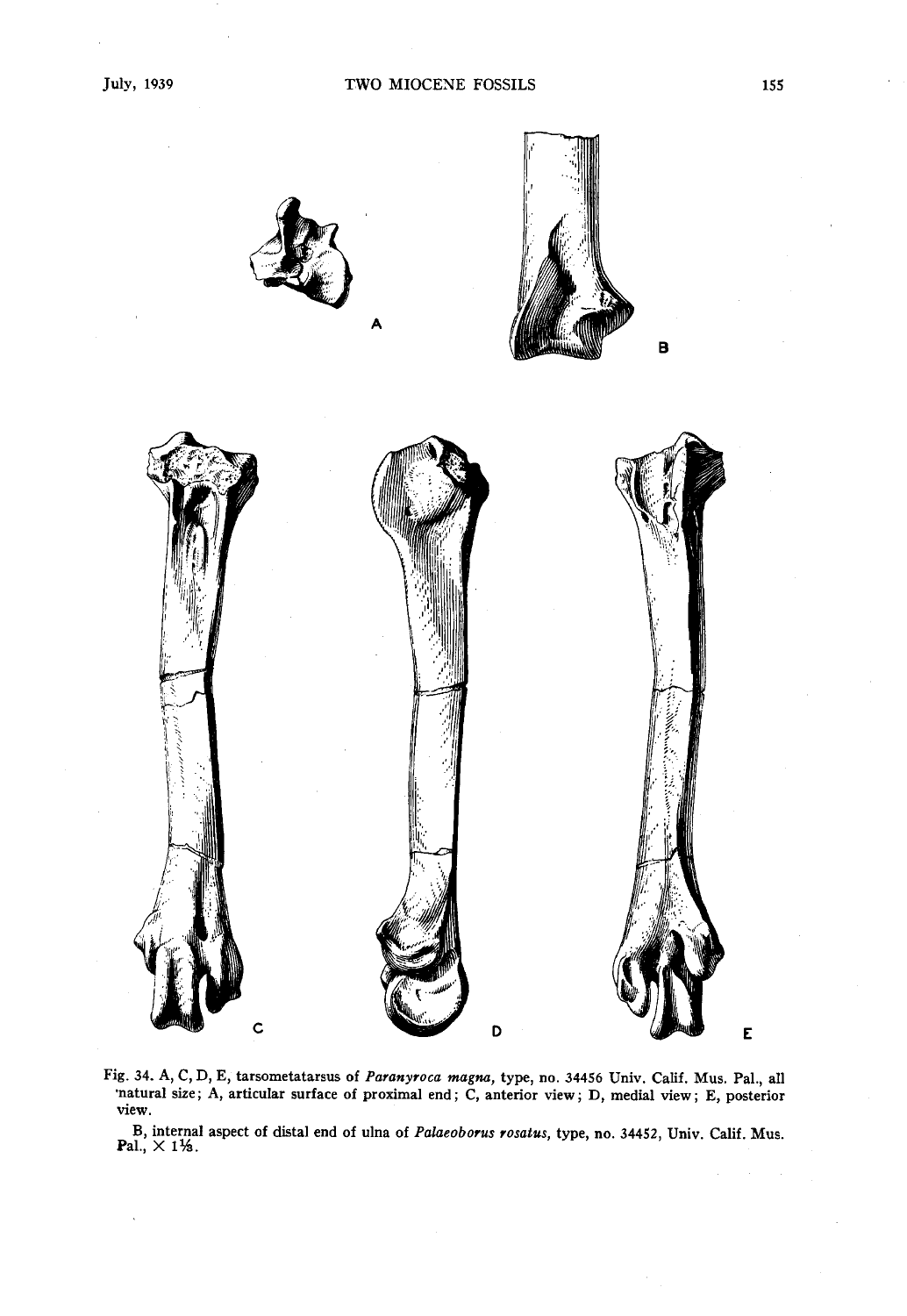Fig. 34. A, C, D, E, tarsometatarsus of *Paranyroca magna*, type, no. 34456 Univ. Calif. Mus. Pal., all natural size; A, articular surface of proximal end; C, anterior view; D, medial view; E, posterior view.

B, internal aspect of distal end of ulna of *Palaeoborus rosatus*, type, no. 34452, Univ. Calif. Mus. Pal., × 1⅓.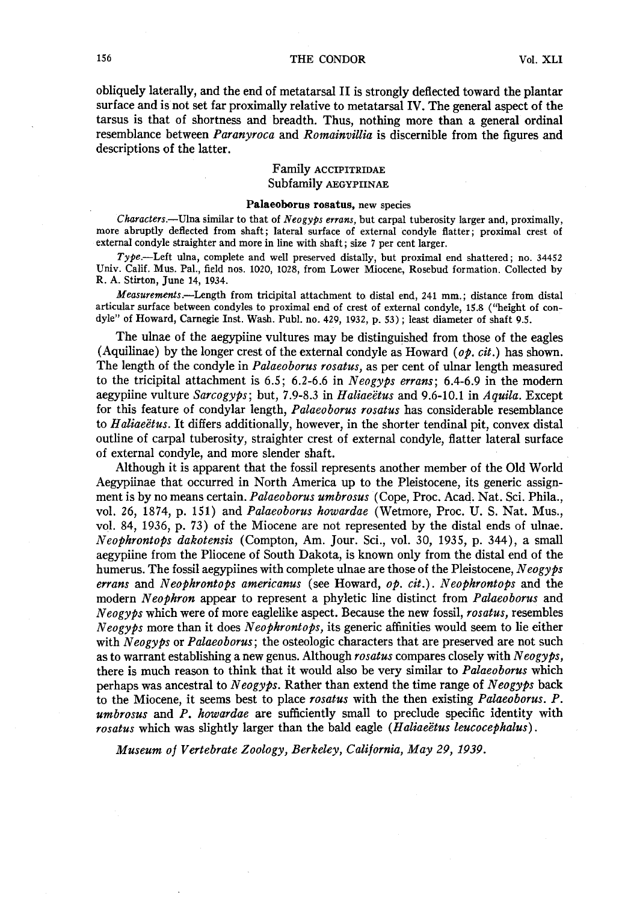obliquely laterally, and the end of metatarsal II is strongly deflected toward the plantar surface and is not set far proximally relative to metatarsal IV. The general aspect of the tarsus is that of shortness and breadth. Thus, nothing more than a general ordinal resemblance between *Paranyroca* and *Romainvillia* is discernible from the figures and descriptions of the latter.

## Family ACCIPITRIDAE
### Subfamily AEGYPIINAE

**Palaeoborus rosatus, new species**

*Characters.*—Ulna similar to that of *Neogyps errans*, but carpal tuberosity larger and, proximally, more abruptly deflected from shaft; lateral surface of external condyle flatter; proximal crest of external condyle straighter and more in line with shaft; size 7 per cent larger.

*Type.*—Left ulna, complete and well preserved distally, but proximal end shattered; no. 34452 Univ. Calif. Mus. Pal., field nos. 1020, 1028, from Lower Miocene, Rosebud formation. Collected by R. A. Stirton, June 14, 1934.

*Measurements.*—Length from tricipital attachment to distal end, 241 mm.; distance from distal articular surface between condyles to proximal end of crest of external condyle, 15.8 ("height of condyle" of Howard, Carnegie Inst. Wash. Publ. no. 429, 1932, p. 53); least diameter of shaft 9.5.

The ulnae of the aegypiine vultures may be distinguished from those of the eagles (Aquilinae) by the longer crest of the external condyle as Howard (*op. cit.*) has shown. The length of the condyle in *Palaeoborus rosatus*, as per cent of ulnar length measured to the tricipital attachment is 6.5; 6.2-6.6 in *Neogyps errans*; 6.4-6.9 in the modern aegypiine vulture *Sarcogyps*; but, 7.9-8.3 in *Haliaeëtus* and 9.6-10.1 in *Aquila*. Except for this feature of condylar length, *Palaeoborus rosatus* has considerable resemblance to *Haliaeëtus*. It differs additionally, however, in the shorter tendinal pit, convex distal outline of carpal tuberosity, straighter crest of external condyle, flatter lateral surface of external condyle, and more slender shaft.

Although it is apparent that the fossil represents another member of the Old World Aegypiinae that occurred in North America up to the Pleistocene, its generic assignment is by no means certain. *Palaeoborus umbrosus* (Cope, Proc. Acad. Nat. Sci. Phila., vol. 26, 1874, p. 151) and *Palaeoborus howardae* (Wetmore, Proc. U. S. Nat. Mus., vol. 84, 1936, p. 73) of the Miocene are not represented by the distal ends of ulnae. *Neophrontops dakotensis* (Compton, Am. Jour. Sci., vol. 30, 1935, p. 344), a small aegypiine from the Pliocene of South Dakota, is known only from the distal end of the humerus. The fossil aegypiines with complete ulnae are those of the Pleistocene, *Neogyps errans* and *Neophrontops americanus* (see Howard, *op. cit.*). *Neophrontops* and the modern *Neophron* appear to represent a phyletic line distinct from *Palaeoborus* and *Neogyps* which were of more eaglelike aspect. Because the new fossil, *rosatus*, resembles *Neogyps* more than it does *Neophrontops*, its generic affinities would seem to lie either with *Neogyps* or *Palaeoborus*; the osteologic characters that are preserved are not such as to warrant establishing a new genus. Although *rosatus* compares closely with *Neogyps*, there is much reason to think that it would also be very similar to *Palaeoborus* which perhaps was ancestral to *Neogyps*. Rather than extend the time range of *Neogyps* back to the Miocene, it seems best to place *rosatus* with the then existing *Palaeoborus*. *P. umbrosus* and *P. howardae* are sufficiently small to preclude specific identity with *rosatus* which was slightly larger than the bald eagle (*Haliaeëtus leucocephalus*).

*Museum of Vertebrate Zoology, Berkeley, California, May 29, 1939.*